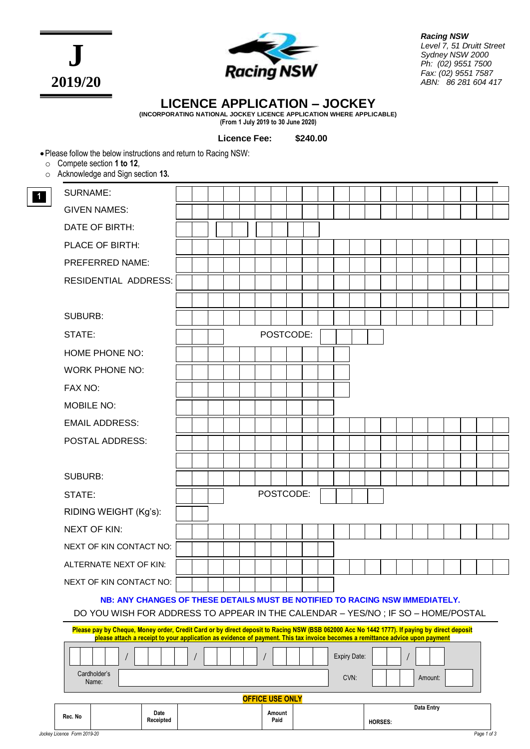**J**
**2019/20**

Racing NSW

*Racing NSW*
*Level 7, 51 Druitt Street*
*Sydney NSW 2000*
*Ph: (02) 9551 7500*
*Fax: (02) 9551 7587*
*ABN: 86 281 604 417*

# LICENCE APPLICATION – JOCKEY

**(INCORPORATING NATIONAL JOCKEY LICENCE APPLICATION WHERE APPLICABLE)**
**(From 1 July 2019 to 30 June 2020)**

**Licence Fee: $240.00**

- Please follow the below instructions and return to Racing NSW:
  - Compete section **1 to 12**,
  - Acknowledge and Sign section **13.**

**1**

| | |
|---|---|
| SURNAME: | |
| GIVEN NAMES: | |
| DATE OF BIRTH: | |
| PLACE OF BIRTH: | |
| PREFERRED NAME: | |
| RESIDENTIAL ADDRESS: | |
| | |
| SUBURB: | |
| STATE: | POSTCODE: |
| HOME PHONE NO: | |
| WORK PHONE NO: | |
| FAX NO: | |
| MOBILE NO: | |
| EMAIL ADDRESS: | |
| POSTAL ADDRESS: | |
| | |
| SUBURB: | |
| STATE: | POSTCODE: |
| RIDING WEIGHT (Kg's): | |
| NEXT OF KIN: | |
| NEXT OF KIN CONTACT NO: | |
| ALTERNATE NEXT OF KIN: | |
| NEXT OF KIN CONTACT NO: | |

**NB: ANY CHANGES OF THESE DETAILS MUST BE NOTIFIED TO RACING NSW IMMEDIATELY.**

DO YOU WISH FOR ADDRESS TO APPEAR IN THE CALENDAR – YES/NO ; IF SO – HOME/POSTAL

**Please pay by Cheque, Money order, Credit Card or by direct deposit to Racing NSW (BSB 062000 Acc No 1442 1777). If paying by direct deposit please attach a receipt to your application as evidence of payment. This tax invoice becomes a remittance advice upon payment**

| | | | |
|---|---|---|---|
| / / / | Expiry Date: / | | |
| Cardholder's Name: | CVN: | Amount: | |

**OFFICE USE ONLY**

| Rec. No | | Date Receipted | | Amount Paid | | Data Entry HORSES: |
|---|---|---|---|---|---|---|

*Jockey Licence Form 2019-20*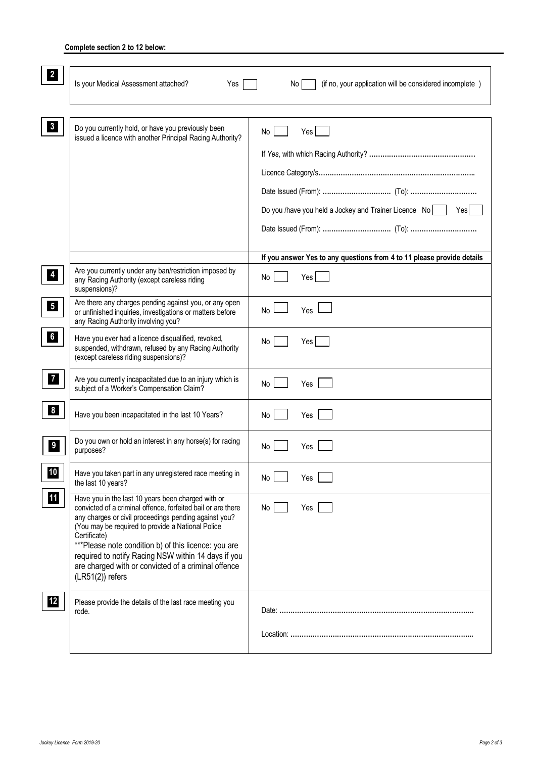**Complete section 2 to 12 below:**

| | | |
|---|---|---|
| **2** | Is your Medical Assessment attached? Yes [ ] No [ ] (if no, your application will be considered incomplete ) | |
| **3** | Do you currently hold, or have you previously been issued a licence with another Principal Racing Authority? | No [ ] Yes [ ]<br><br>If *Yes*, with which Racing Authority? …………………………………………<br><br>Licence Category/s……………………………………………………………<br><br>Date Issued (From): ………………………… (To): …………………………<br><br>Do you /have you held a Jockey and Trainer Licence No [ ] Yes [ ]<br><br>Date Issued (From): ………………………… (To): ………………………… |
| | | **If you answer Yes to any questions from 4 to 11 please provide details** |
| **4** | Are you currently under any ban/restriction imposed by any Racing Authority (except careless riding suspensions)? | No [ ] Yes [ ] |
| **5** | Are there any charges pending against you, or any open or unfinished inquiries, investigations or matters before any Racing Authority involving you? | No [ ] Yes [ ] |
| **6** | Have you ever had a licence disqualified, revoked, suspended, withdrawn, refused by any Racing Authority (except careless riding suspensions)? | No [ ] Yes [ ] |
| **7** | Are you currently incapacitated due to an injury which is subject of a Worker's Compensation Claim? | No [ ] Yes [ ] |
| **8** | Have you been incapacitated in the last 10 Years? | No [ ] Yes [ ] |
| **9** | Do you own or hold an interest in any horse(s) for racing purposes? | No [ ] Yes [ ] |
| **10** | Have you taken part in any unregistered race meeting in the last 10 years? | No [ ] Yes [ ] |
| **11** | Have you in the last 10 years been charged with or convicted of a criminal offence, forfeited bail or are there any charges or civil proceedings pending against you? (You may be required to provide a National Police Certificate)<br>***Please note condition b) of this licence: you are required to notify Racing NSW within 14 days if you are charged with or convicted of a criminal offence (LR51(2)) refers | No [ ] Yes [ ] |
| **12** | Please provide the details of the last race meeting you rode. | Date: ……………………………………………………………………………<br><br>Location: ……………………………………………………………………… |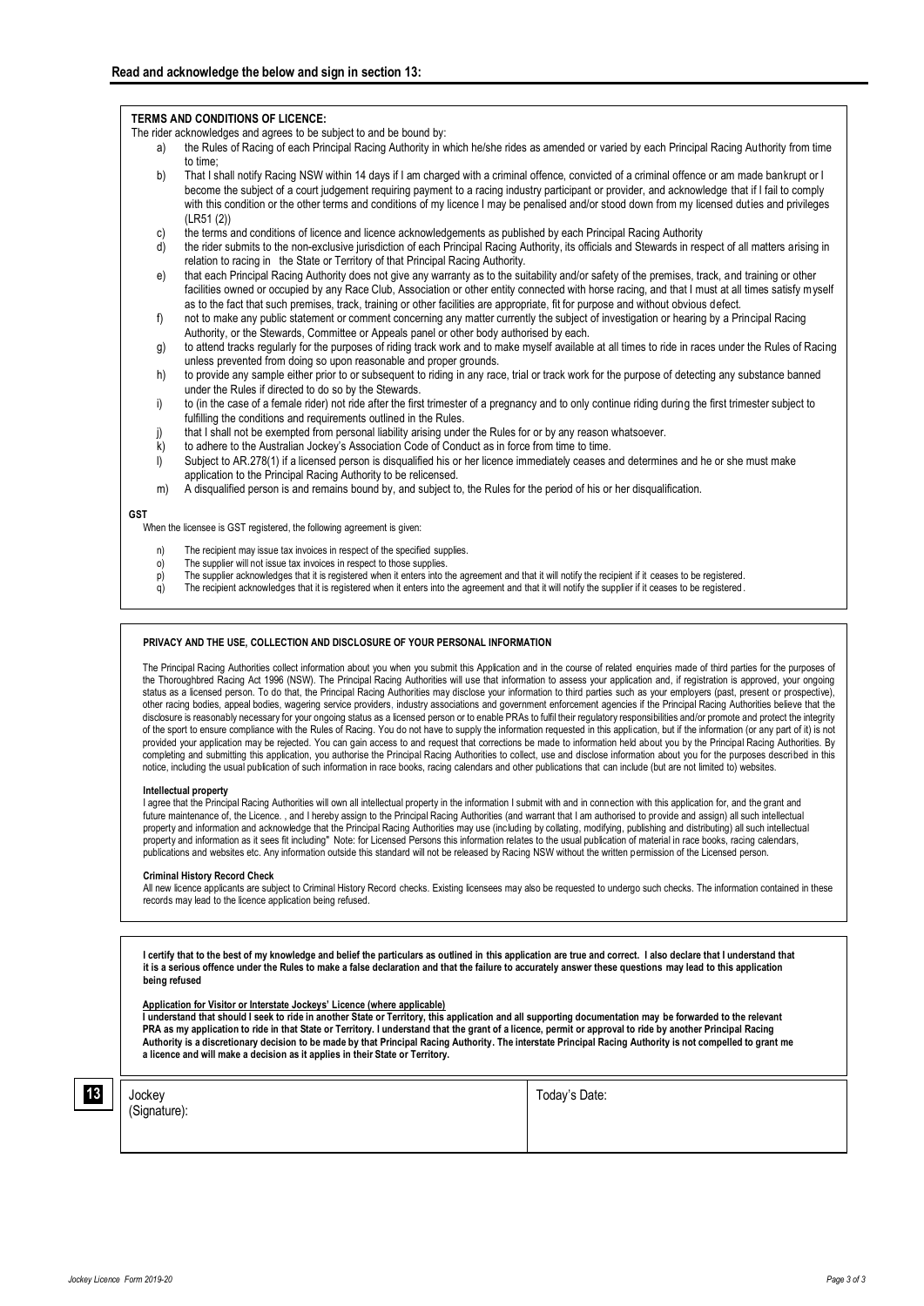**Read and acknowledge the below and sign in section 13:**

**TERMS AND CONDITIONS OF LICENCE:**

The rider acknowledges and agrees to be subject to and be bound by:

a) the Rules of Racing of each Principal Racing Authority in which he/she rides as amended or varied by each Principal Racing Authority from time to time;

b) That I shall notify Racing NSW within 14 days if I am charged with a criminal offence, convicted of a criminal offence or am made bankrupt or I become the subject of a court judgement requiring payment to a racing industry participant or provider, and acknowledge that if I fail to comply with this condition or the other terms and conditions of my licence I may be penalised and/or stood down from my licensed duties and privileges (LR51 (2))

c) the terms and conditions of licence and licence acknowledgements as published by each Principal Racing Authority

d) the rider submits to the non-exclusive jurisdiction of each Principal Racing Authority, its officials and Stewards in respect of all matters arising in relation to racing in the State or Territory of that Principal Racing Authority.

e) that each Principal Racing Authority does not give any warranty as to the suitability and/or safety of the premises, track, and training or other facilities owned or occupied by any Race Club, Association or other entity connected with horse racing, and that I must at all times satisfy myself as to the fact that such premises, track, training or other facilities are appropriate, fit for purpose and without obvious defect.

f) not to make any public statement or comment concerning any matter currently the subject of investigation or hearing by a Principal Racing Authority, or the Stewards, Committee or Appeals panel or other body authorised by each.

g) to attend tracks regularly for the purposes of riding track work and to make myself available at all times to ride in races under the Rules of Racing unless prevented from doing so upon reasonable and proper grounds.

h) to provide any sample either prior to or subsequent to riding in any race, trial or track work for the purpose of detecting any substance banned under the Rules if directed to do so by the Stewards.

i) to (in the case of a female rider) not ride after the first trimester of a pregnancy and to only continue riding during the first trimester subject to fulfilling the conditions and requirements outlined in the Rules.

j) that I shall not be exempted from personal liability arising under the Rules for or by any reason whatsoever.

k) to adhere to the Australian Jockey's Association Code of Conduct as in force from time to time.

l) Subject to AR.278(1) if a licensed person is disqualified his or her licence immediately ceases and determines and he or she must make application to the Principal Racing Authority to be relicensed.

m) A disqualified person is and remains bound by, and subject to, the Rules for the period of his or her disqualification.

**GST**

When the licensee is GST registered, the following agreement is given:

n) The recipient may issue tax invoices in respect of the specified supplies.

o) The supplier will not issue tax invoices in respect to those supplies.

p) The supplier acknowledges that it is registered when it enters into the agreement and that it will notify the recipient if it ceases to be registered.

q) The recipient acknowledges that it is registered when it enters into the agreement and that it will notify the supplier if it ceases to be registered.

**PRIVACY AND THE USE, COLLECTION AND DISCLOSURE OF YOUR PERSONAL INFORMATION**

The Principal Racing Authorities collect information about you when you submit this Application and in the course of related enquiries made of third parties for the purposes of the Thoroughbred Racing Act 1996 (NSW). The Principal Racing Authorities will use that information to assess your application and, if registration is approved, your ongoing status as a licensed person. To do that, the Principal Racing Authorities may disclose your information to third parties such as your employers (past, present or prospective), other racing bodies, appeal bodies, wagering service providers, industry associations and government enforcement agencies if the Principal Racing Authorities believe that the disclosure is reasonably necessary for your ongoing status as a licensed person or to enable PRAs to fulfil their regulatory responsibilities and/or promote and protect the integrity of the sport to ensure compliance with the Rules of Racing. You do not have to supply the information requested in this application, but if the information (or any part of it) is not provided your application may be rejected. You can gain access to and request that corrections be made to information held about you by the Principal Racing Authorities. By completing and submitting this application, you authorise the Principal Racing Authorities to collect, use and disclose information about you for the purposes described in this notice, including the usual publication of such information in race books, racing calendars and other publications that can include (but are not limited to) websites.

**Intellectual property**

I agree that the Principal Racing Authorities will own all intellectual property in the information I submit with and in connection with this application for, and the grant and future maintenance of, the Licence. , and I hereby assign to the Principal Racing Authorities (and warrant that I am authorised to provide and assign) all such intellectual property and information and acknowledge that the Principal Racing Authorities may use (including by collating, modifying, publishing and distributing) all such intellectual property and information as it sees fit including" Note: for Licensed Persons this information relates to the usual publication of material in race books, racing calendars, publications and websites etc. Any information outside this standard will not be released by Racing NSW without the written permission of the Licensed person.

**Criminal History Record Check**

All new licence applicants are subject to Criminal History Record checks. Existing licensees may also be requested to undergo such checks. The information contained in these records may lead to the licence application being refused.

**I certify that to the best of my knowledge and belief the particulars as outlined in this application are true and correct. I also declare that I understand that it is a serious offence under the Rules to make a false declaration and that the failure to accurately answer these questions may lead to this application being refused**

**Application for Visitor or Interstate Jockeys' Licence (where applicable)**

**I understand that should I seek to ride in another State or Territory, this application and all supporting documentation may be forwarded to the relevant PRA as my application to ride in that State or Territory. I understand that the grant of a licence, permit or approval to ride by another Principal Racing Authority is a discretionary decision to be made by that Principal Racing Authority. The interstate Principal Racing Authority is not compelled to grant me a licence and will make a decision as it applies in their State or Territory.**

**13**

| | |
|---|---|
| Jockey (Signature): | Today's Date: |